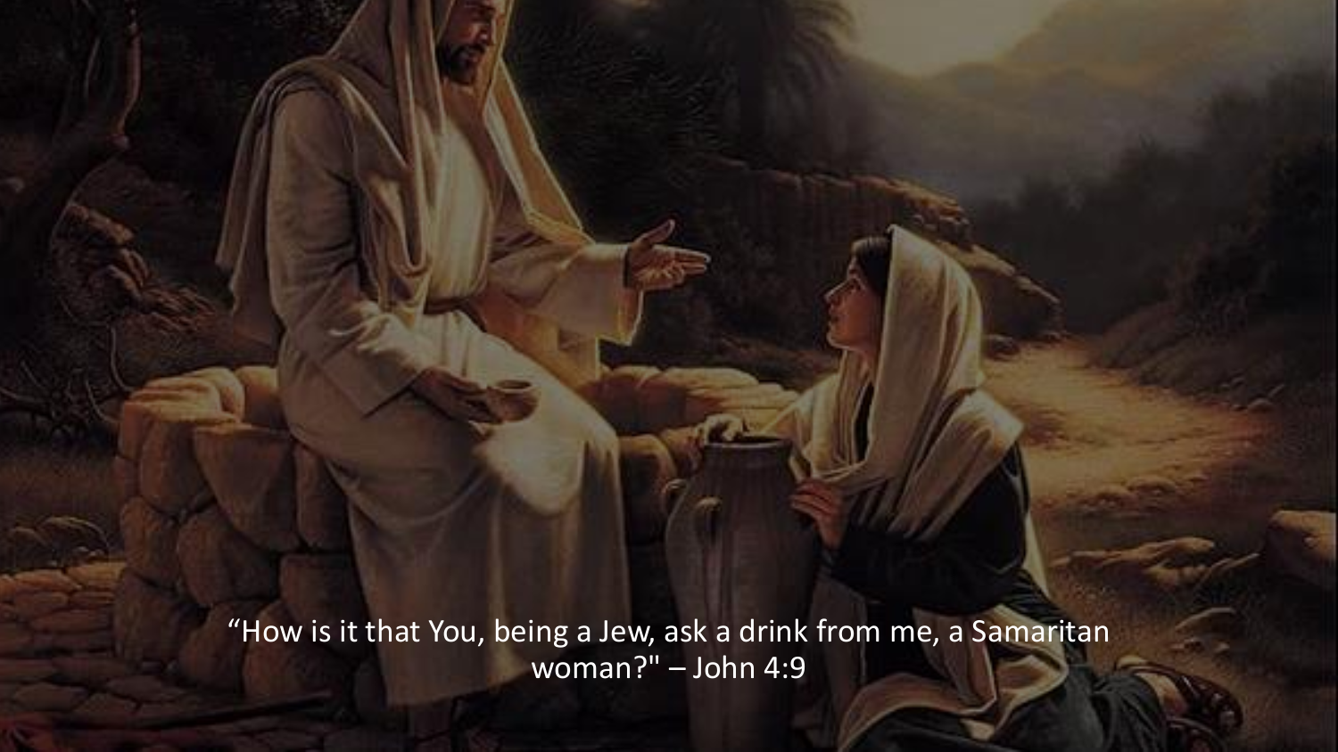“How is it that You, being a Jew, ask a drink from me, a Samaritan woman?" – John 4:9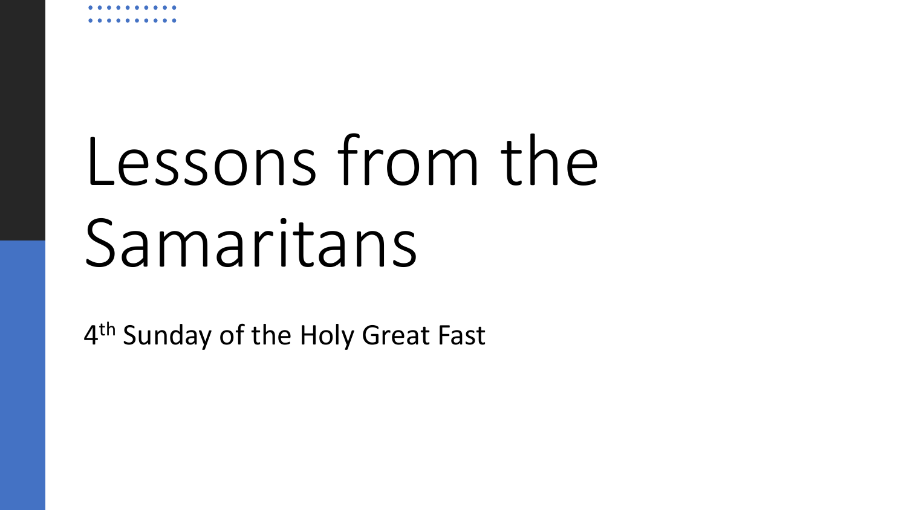# Lessons from the Samaritans

4th Sunday of the Holy Great Fast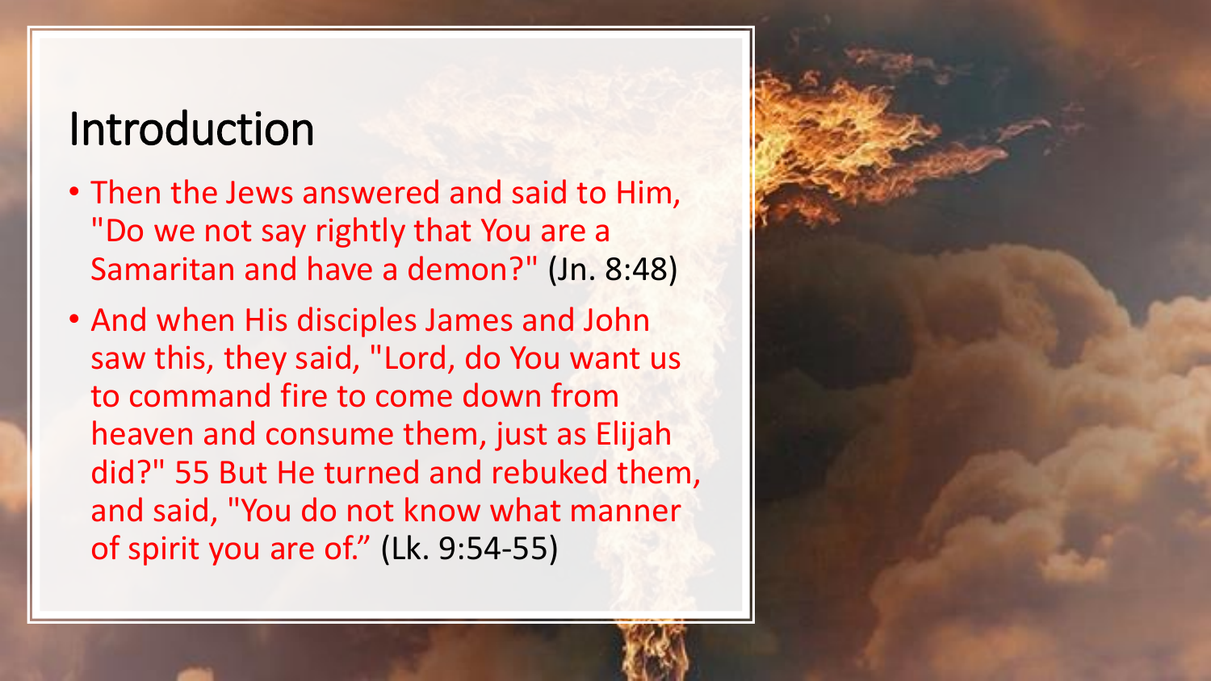# Introduction

- Then the Jews answered and said to Him, "Do we not say rightly that You are a Samaritan and have a demon?" (Jn. 8:48)
- And when His disciples James and John saw this, they said, "Lord, do You want us to command fire to come down from heaven and consume them, just as Elijah did?" 55 But He turned and rebuked them, and said, "You do not know what manner of spirit you are of." (Lk. 9:54-55)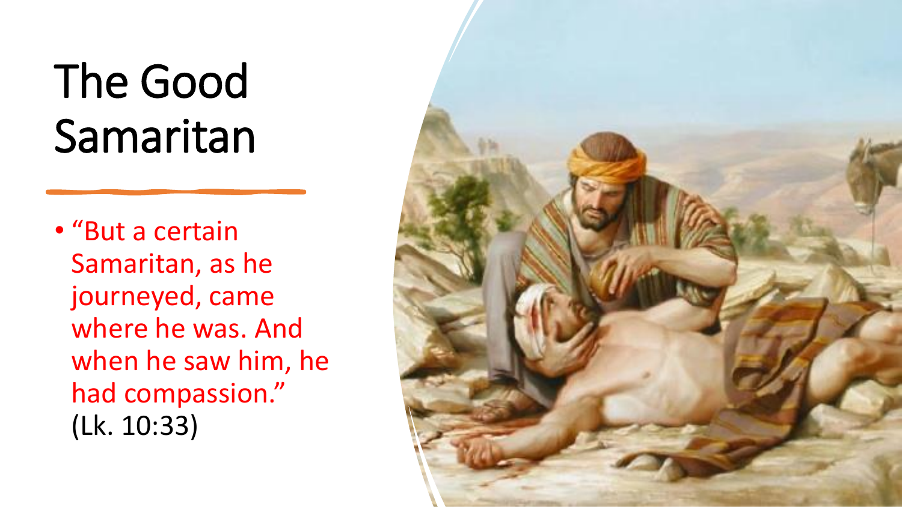# The Good Samaritan

- "But a certain Samaritan, as he journeyed, came where he was. And when he saw him, he had compassion." (Lk. 10:33)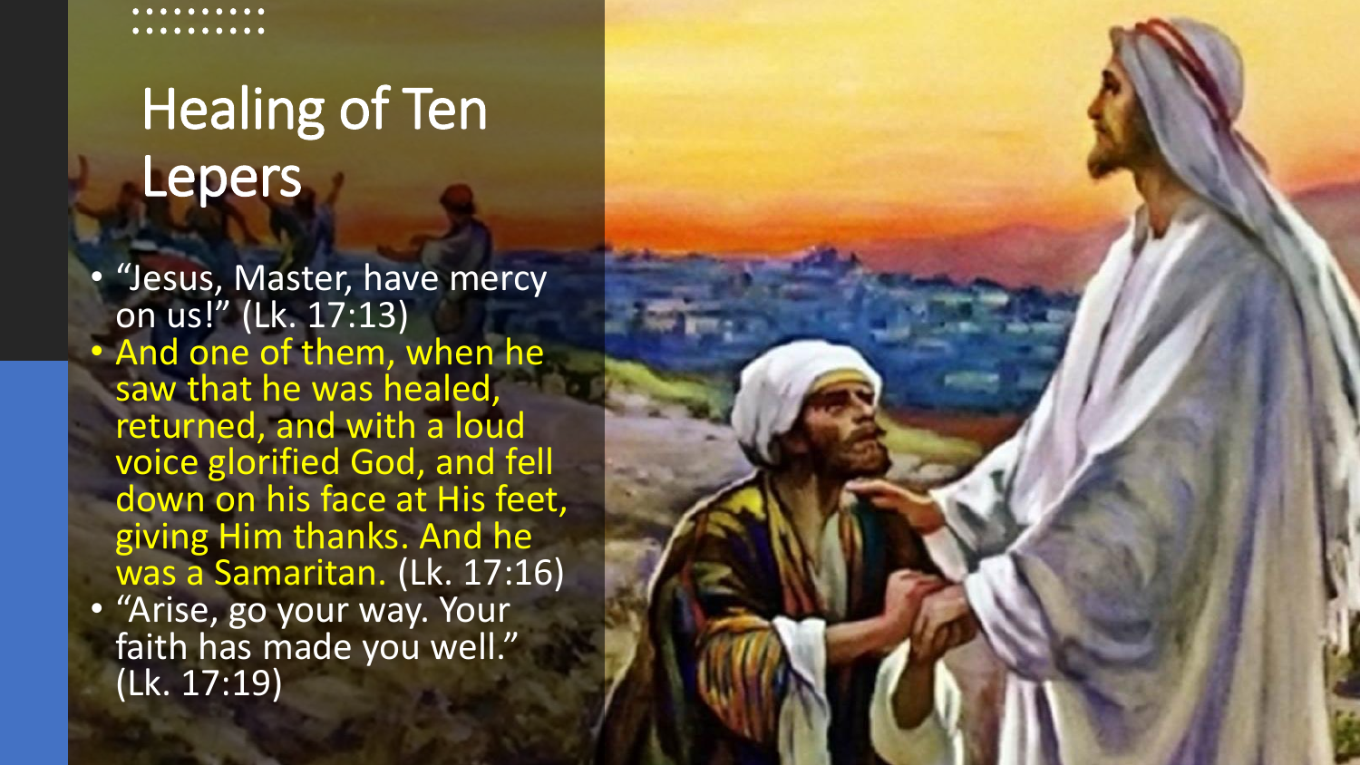# Healing of Ten Lepers

- "Jesus, Master, have mercy on us!" (Lk. 17:13)
- And one of them, when he saw that he was healed, returned, and with a loud voice glorified God, and fell down on his face at His feet, giving Him thanks. And he was a Samaritan. (Lk. 17:16)
- "Arise, go your way. Your faith has made you well." (Lk. 17:19)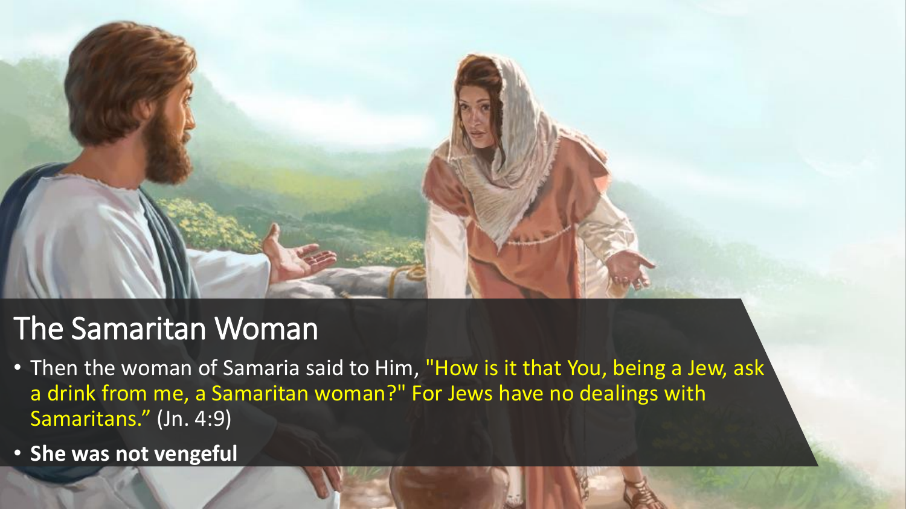# The Samaritan Woman

- Then the woman of Samaria said to Him, "How is it that You, being a Jew, ask a drink from me, a Samaritan woman?" For Jews have no dealings with Samaritans.” (Jn. 4:9)
- **She was not vengeful**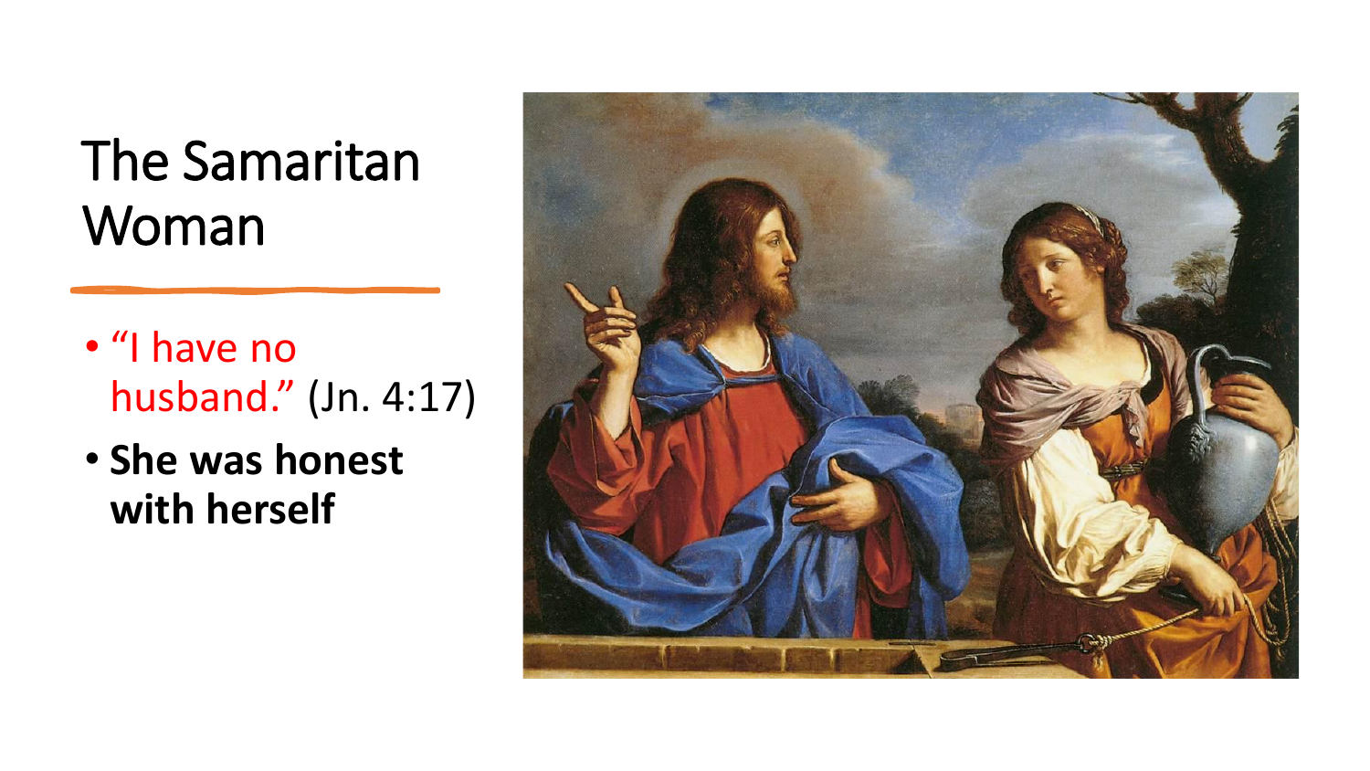# The Samaritan Woman

- "I have no husband." (Jn. 4:17)
- **She was honest with herself**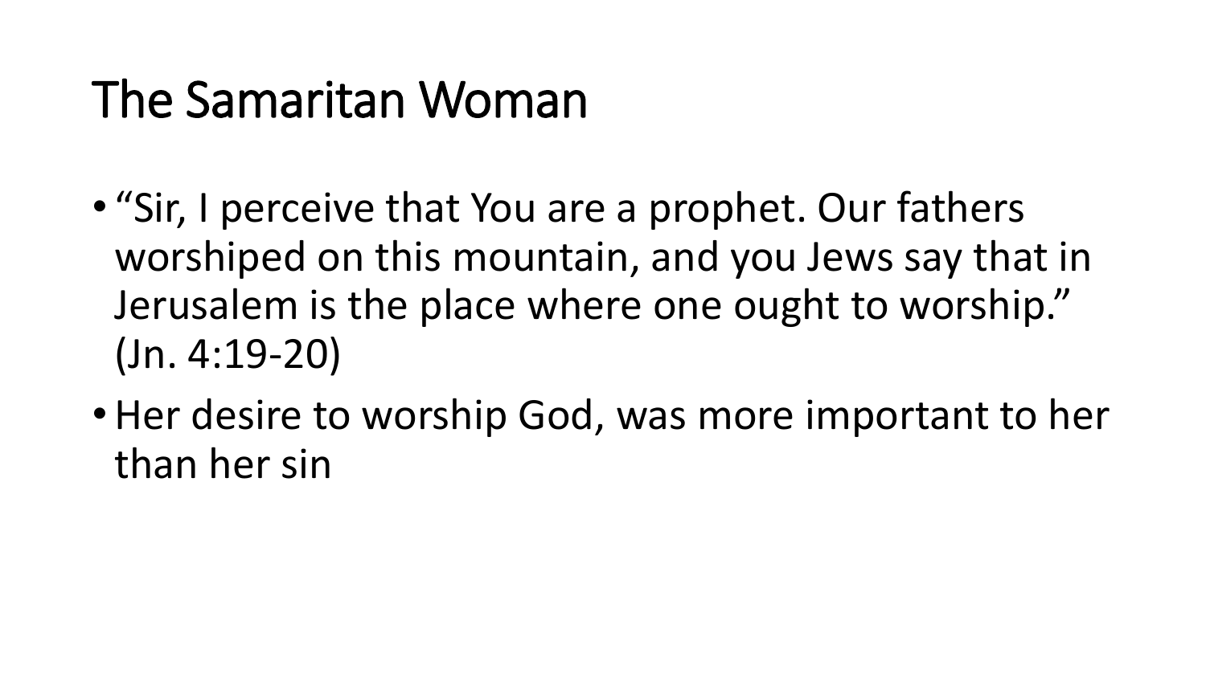# The Samaritan Woman

- "Sir, I perceive that You are a prophet. Our fathers worshiped on this mountain, and you Jews say that in Jerusalem is the place where one ought to worship." (Jn. 4:19-20)
- Her desire to worship God, was more important to her than her sin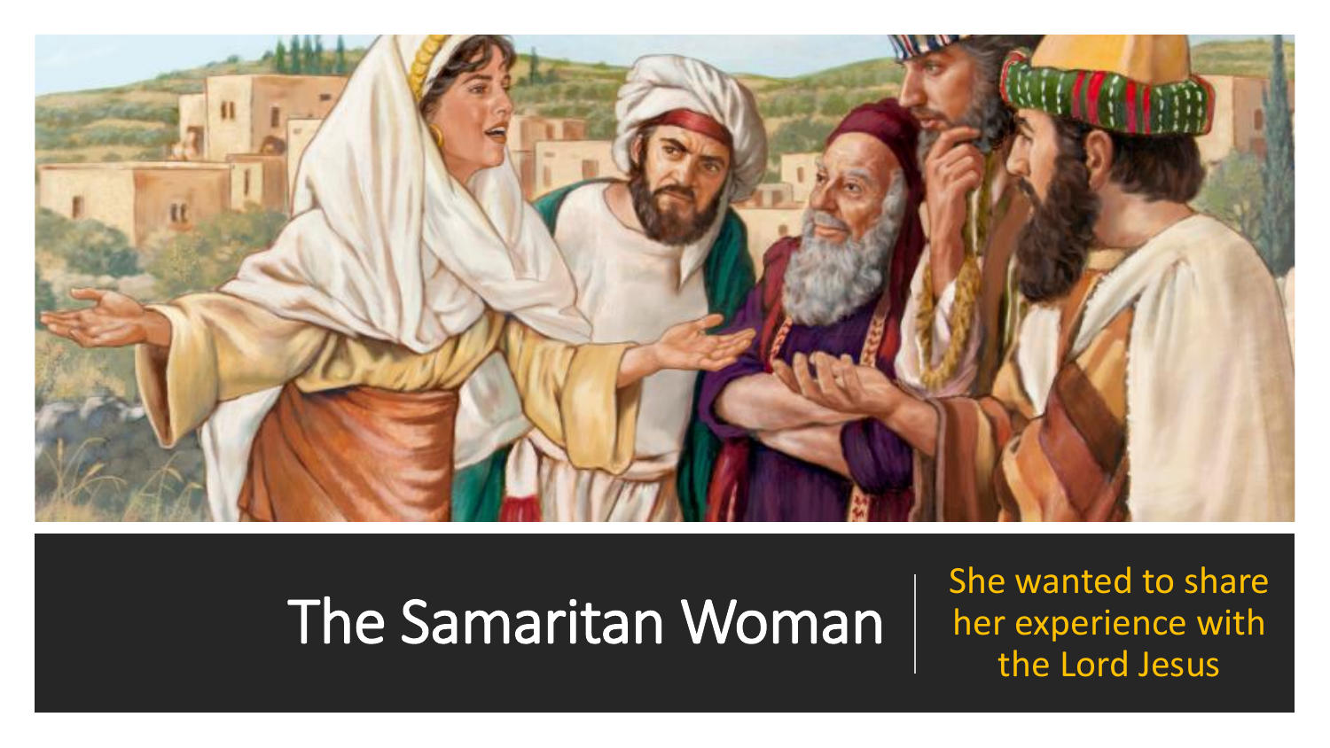# The Samaritan Woman

She wanted to share her experience with the Lord Jesus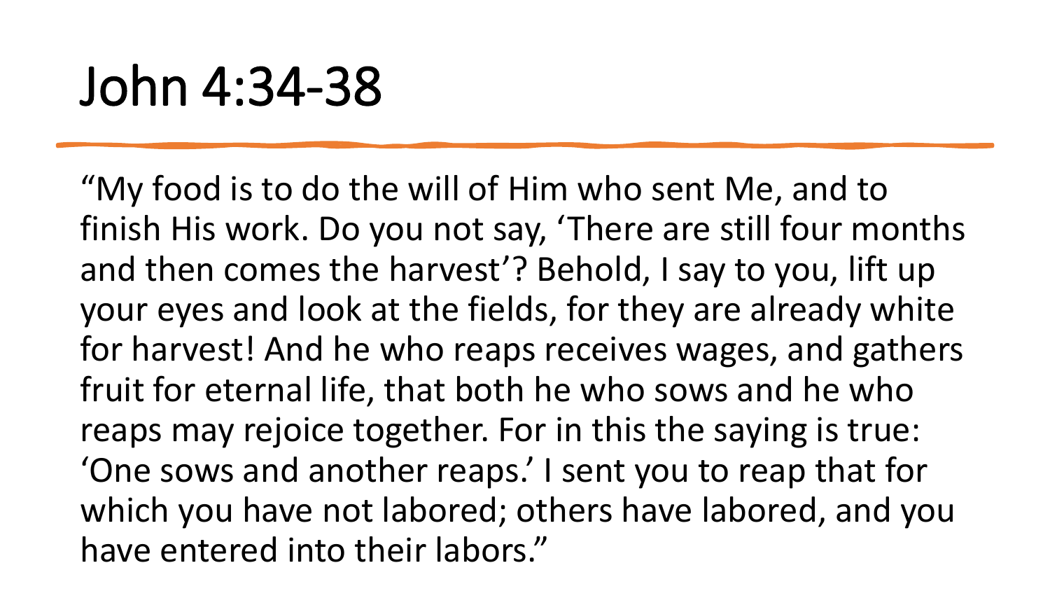# John 4:34-38

"My food is to do the will of Him who sent Me, and to finish His work. Do you not say, 'There are still four months and then comes the harvest'? Behold, I say to you, lift up your eyes and look at the fields, for they are already white for harvest! And he who reaps receives wages, and gathers fruit for eternal life, that both he who sows and he who reaps may rejoice together. For in this the saying is true: 'One sows and another reaps.' I sent you to reap that for which you have not labored; others have labored, and you have entered into their labors."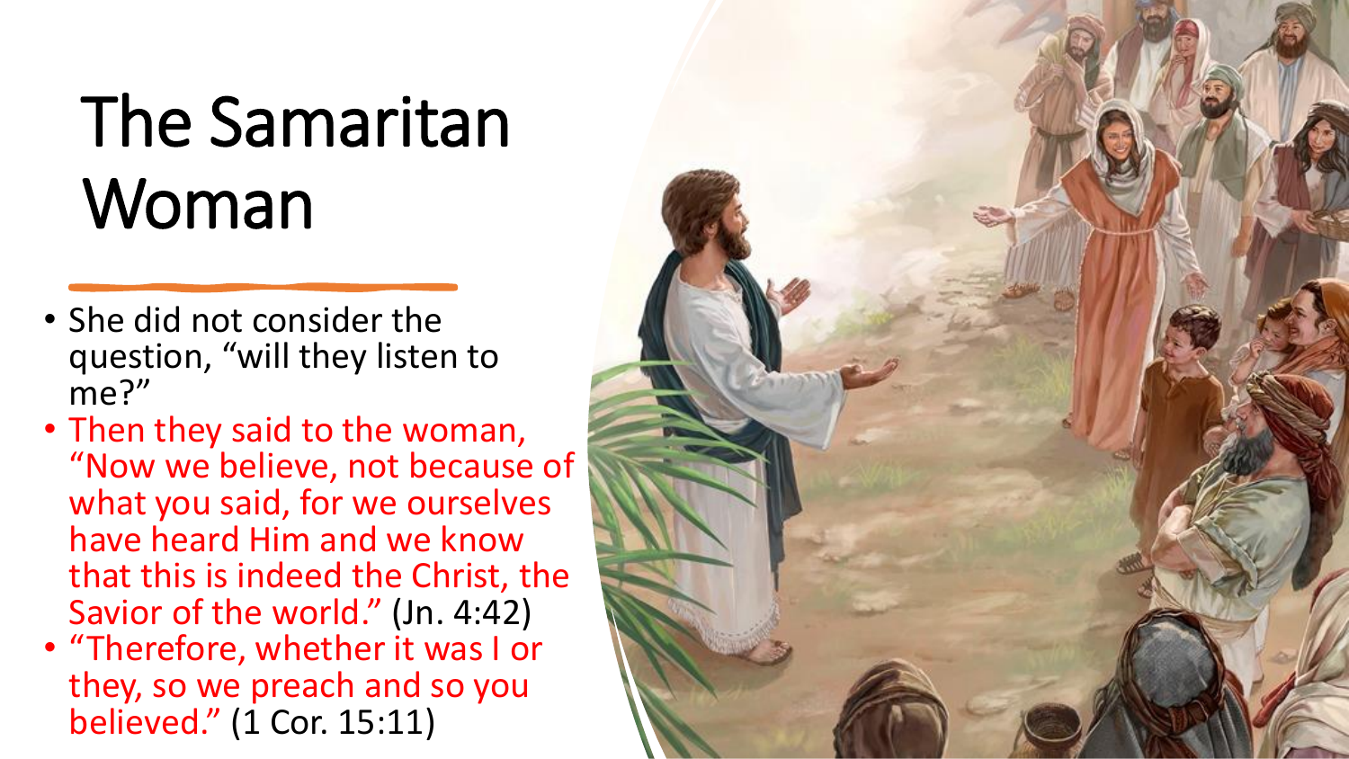# The Samaritan Woman

- She did not consider the question, “will they listen to me?”
- Then they said to the woman, “Now we believe, not because of what you said, for we ourselves have heard Him and we know that this is indeed the Christ, the Savior of the world.” (Jn. 4:42)
- “Therefore, whether it was I or they, so we preach and so you believed.” (1 Cor. 15:11)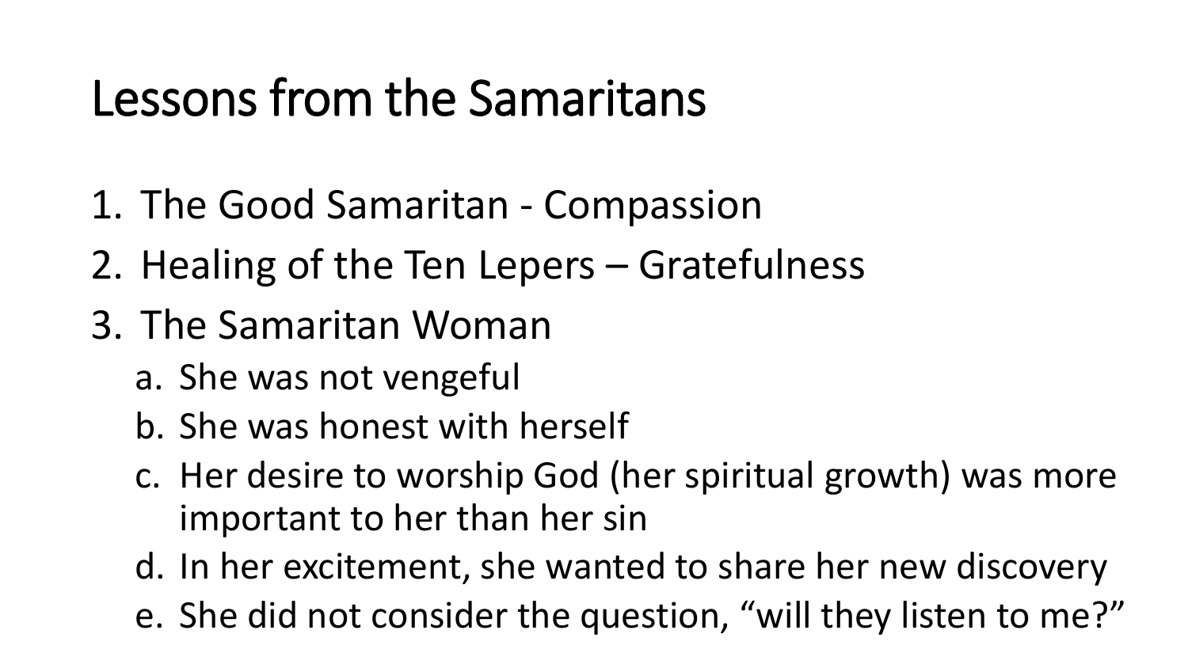# Lessons from the Samaritans

1. The Good Samaritan - Compassion
2. Healing of the Ten Lepers – Gratefulness
3. The Samaritan Woman
   a. She was not vengeful
   b. She was honest with herself
   c. Her desire to worship God (her spiritual growth) was more important to her than her sin
   d. In her excitement, she wanted to share her new discovery
   e. She did not consider the question, “will they listen to me?”